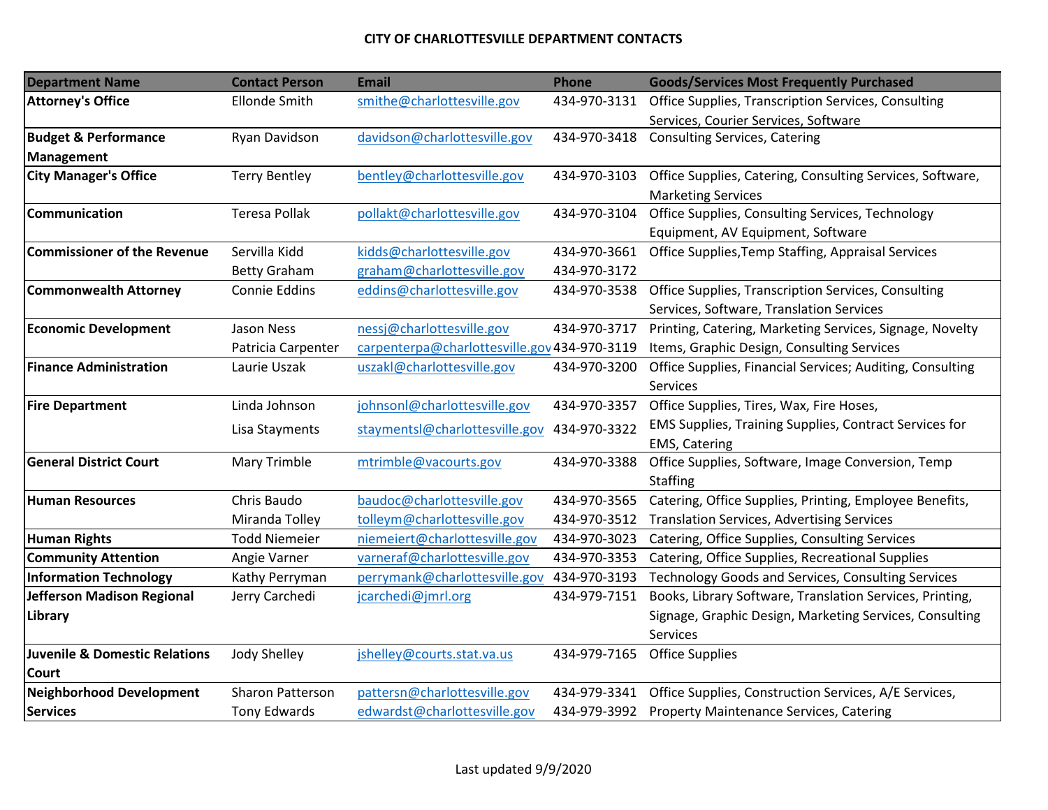# CITY OF CHARLOTTESVILLE DEPARTMENT CONTACTS

| Department Name | Contact Person | Email | Phone | Goods/Services Most Frequently Purchased |
|---|---|---|---|---|
| **Attorney's Office** | Ellonde Smith | smithe@charlottesville.gov | 434-970-3131 | Office Supplies, Transcription Services, Consulting Services, Courier Services, Software |
| **Budget & Performance Management** | Ryan Davidson | davidson@charlottesville.gov | 434-970-3418 | Consulting Services, Catering |
| **City Manager's Office** | Terry Bentley | bentley@charlottesville.gov | 434-970-3103 | Office Supplies, Catering, Consulting Services, Software, Marketing Services |
| **Communication** | Teresa Pollak | pollakt@charlottesville.gov | 434-970-3104 | Office Supplies, Consulting Services, Technology Equipment, AV Equipment, Software |
| **Commissioner of the Revenue** | Servilla Kidd<br>Betty Graham | kidds@charlottesville.gov<br>graham@charlottesville.gov | 434-970-3661<br>434-970-3172 | Office Supplies,Temp Staffing, Appraisal Services |
| **Commonwealth Attorney** | Connie Eddins | eddins@charlottesville.gov | 434-970-3538 | Office Supplies, Transcription Services, Consulting Services, Software, Translation Services |
| **Economic Development** | Jason Ness<br>Patricia Carpenter | nessj@charlottesville.gov<br>carpenterpa@charlottesville.gov | 434-970-3717<br>434-970-3119 | Printing, Catering, Marketing Services, Signage, Novelty Items, Graphic Design, Consulting Services |
| **Finance Administration** | Laurie Uszak | uszakl@charlottesville.gov | 434-970-3200 | Office Supplies, Financial Services; Auditing, Consulting Services |
| **Fire Department** | Linda Johnson<br>Lisa Stayments | johnsonl@charlottesville.gov<br>staymentsl@charlottesville.gov | 434-970-3357<br>434-970-3322 | Office Supplies, Tires, Wax, Fire Hoses, EMS Supplies, Training Supplies, Contract Services for EMS, Catering |
| **General District Court** | Mary Trimble | mtrimble@vacourts.gov | 434-970-3388 | Office Supplies, Software, Image Conversion, Temp Staffing |
| **Human Resources** | Chris Baudo<br>Miranda Tolley | baudoc@charlottesville.gov<br>tolleym@charlottesville.gov | 434-970-3565<br>434-970-3512 | Catering, Office Supplies, Printing, Employee Benefits, Translation Services, Advertising Services |
| **Human Rights** | Todd Niemeier | niemeiert@charlottesville.gov | 434-970-3023 | Catering, Office Supplies, Consulting Services |
| **Community Attention** | Angie Varner | varneraf@charlottesville.gov | 434-970-3353 | Catering, Office Supplies, Recreational Supplies |
| **Information Technology** | Kathy Perryman | perrymank@charlottesville.gov | 434-970-3193 | Technology Goods and Services, Consulting Services |
| **Jefferson Madison Regional Library** | Jerry Carchedi | jcarchedi@jmrl.org | 434-979-7151 | Books, Library Software, Translation Services, Printing, Signage, Graphic Design, Marketing Services, Consulting Services |
| **Juvenile & Domestic Relations Court** | Jody Shelley | jshelley@courts.stat.va.us | 434-979-7165 | Office Supplies |
| **Neighborhood Development Services** | Sharon Patterson<br>Tony Edwards | pattersn@charlottesville.gov<br>edwardst@charlottesville.gov | 434-979-3341<br>434-979-3992 | Office Supplies, Construction Services, A/E Services, Property Maintenance Services, Catering |

Last updated 9/9/2020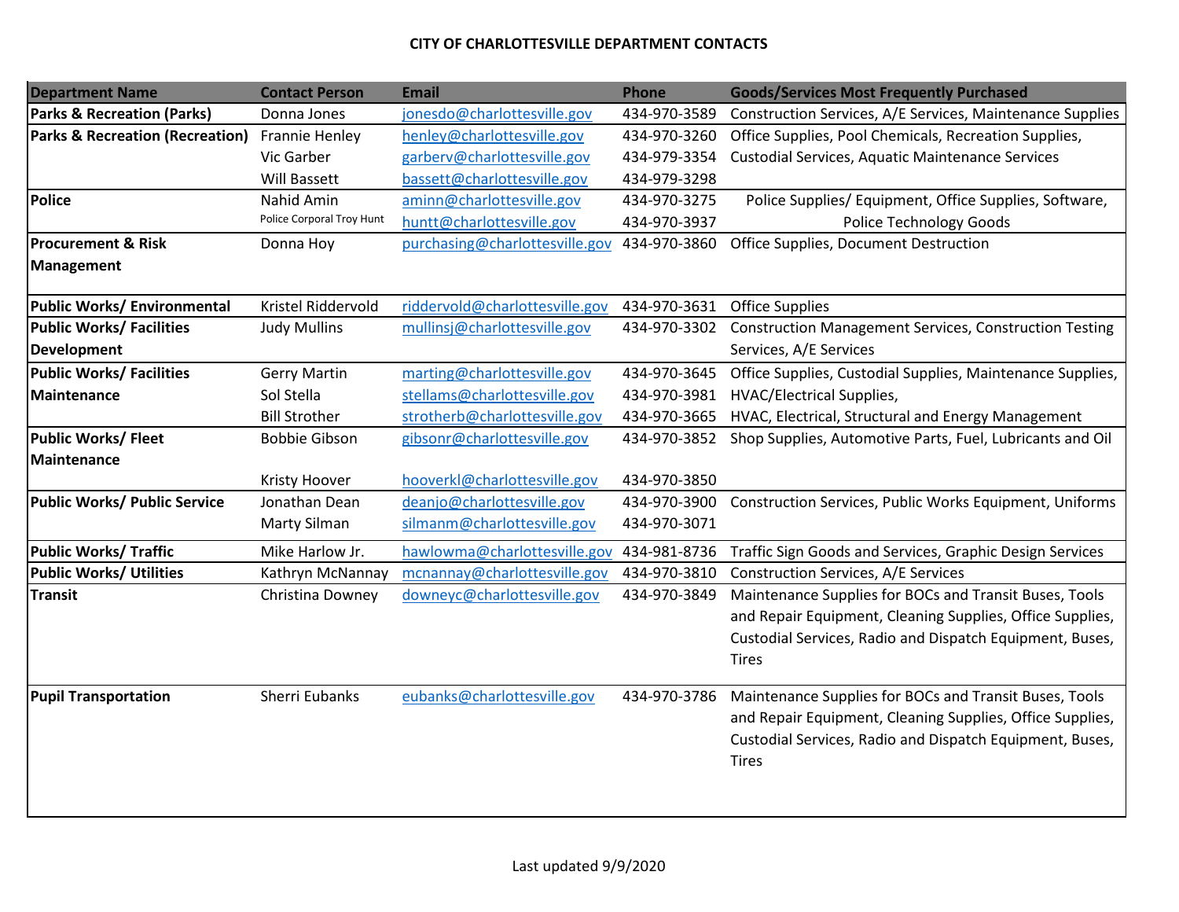# CITY OF CHARLOTTESVILLE DEPARTMENT CONTACTS

| Department Name | Contact Person | Email | Phone | Goods/Services Most Frequently Purchased |
|---|---|---|---|---|
| **Parks & Recreation (Parks)** | Donna Jones | jonesdo@charlottesville.gov | 434-970-3589 | Construction Services, A/E Services, Maintenance Supplies |
| **Parks & Recreation (Recreation)** | Frannie Henley<br>Vic Garber<br>Will Bassett | henley@charlottesville.gov<br>garberv@charlottesville.gov<br>bassett@charlottesville.gov | 434-970-3260<br>434-979-3354<br>434-979-3298 | Office Supplies, Pool Chemicals, Recreation Supplies, Custodial Services, Aquatic Maintenance Services |
| **Police** | Nahid Amin<br>Police Corporal Troy Hunt | aminn@charlottesville.gov<br>huntt@charlottesville.gov | 434-970-3275<br>434-970-3937 | Police Supplies/ Equipment, Office Supplies, Software, Police Technology Goods |
| **Procurement & Risk Management** | Donna Hoy | purchasing@charlottesville.gov | 434-970-3860 | Office Supplies, Document Destruction |
| **Public Works/ Environmental** | Kristel Riddervold | riddervold@charlottesville.gov | 434-970-3631 | Office Supplies |
| **Public Works/ Facilities Development** | Judy Mullins | mullinsj@charlottesville.gov | 434-970-3302 | Construction Management Services, Construction Testing Services, A/E Services |
| **Public Works/ Facilities Maintenance** | Gerry Martin<br>Sol Stella<br>Bill Strother | marting@charlottesville.gov<br>stellams@charlottesville.gov<br>strotherb@charlottesville.gov | 434-970-3645<br>434-970-3981<br>434-970-3665 | Office Supplies, Custodial Supplies, Maintenance Supplies, HVAC/Electrical Supplies,<br>HVAC, Electrical, Structural and Energy Management |
| **Public Works/ Fleet Maintenance** | Bobbie Gibson<br>Kristy Hoover | gibsonr@charlottesville.gov<br>hooverkl@charlottesville.gov | 434-970-3852<br>434-970-3850 | Shop Supplies, Automotive Parts, Fuel, Lubricants and Oil |
| **Public Works/ Public Service** | Jonathan Dean<br>Marty Silman | deanjo@charlottesville.gov<br>silmanm@charlottesville.gov | 434-970-3900<br>434-970-3071 | Construction Services, Public Works Equipment, Uniforms |
| **Public Works/ Traffic** | Mike Harlow Jr. | hawlowma@charlottesville.gov | 434-981-8736 | Traffic Sign Goods and Services, Graphic Design Services |
| **Public Works/ Utilities** | Kathryn McNannay | mcnannay@charlottesville.gov | 434-970-3810 | Construction Services, A/E Services |
| **Transit** | Christina Downey | downeyc@charlottesville.gov | 434-970-3849 | Maintenance Supplies for BOCs and Transit Buses, Tools and Repair Equipment, Cleaning Supplies, Office Supplies, Custodial Services, Radio and Dispatch Equipment, Buses, Tires |
| **Pupil Transportation** | Sherri Eubanks | eubanks@charlottesville.gov | 434-970-3786 | Maintenance Supplies for BOCs and Transit Buses, Tools and Repair Equipment, Cleaning Supplies, Office Supplies, Custodial Services, Radio and Dispatch Equipment, Buses, Tires |

Last updated 9/9/2020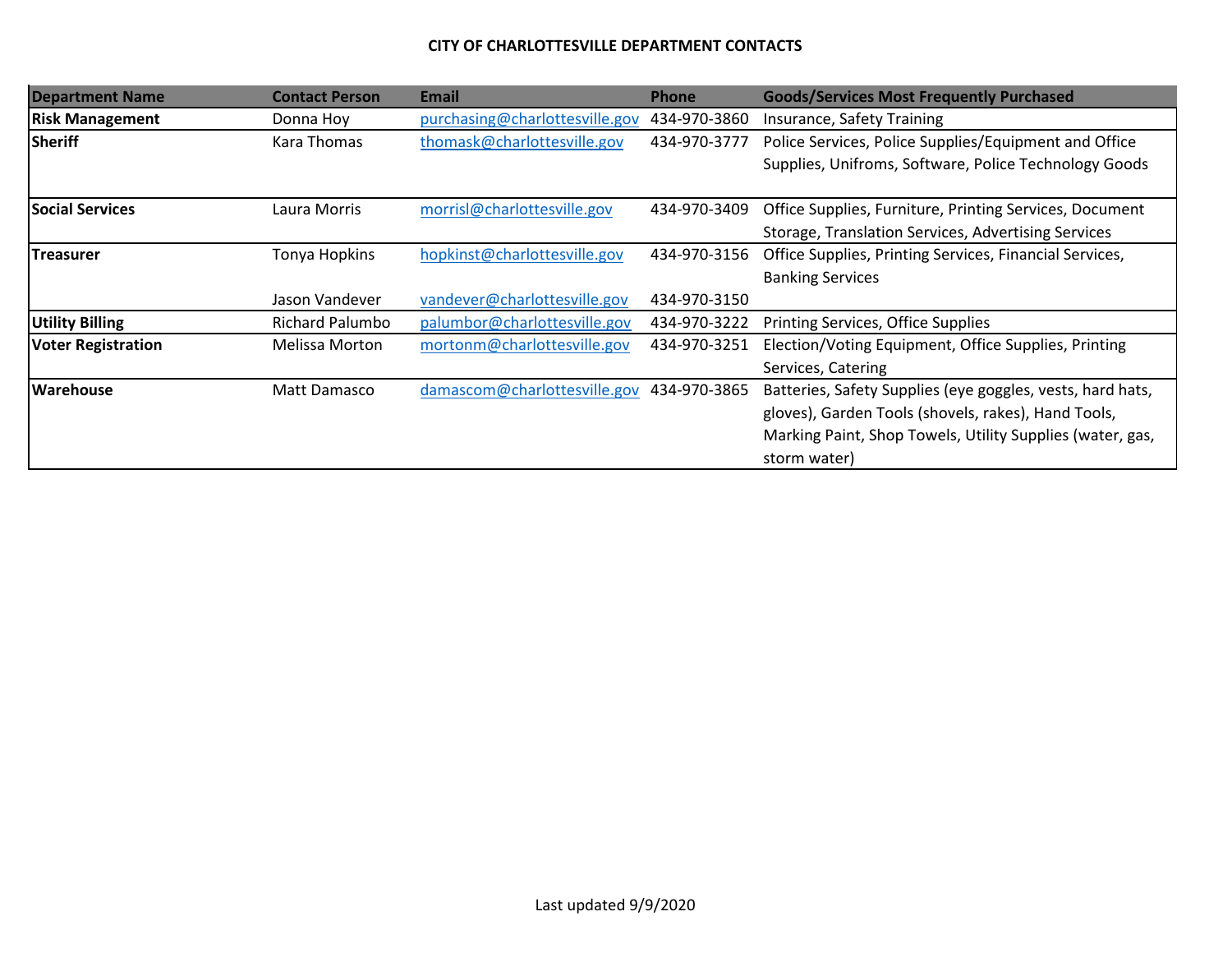**CITY OF CHARLOTTESVILLE DEPARTMENT CONTACTS**

| Department Name | Contact Person | Email | Phone | Goods/Services Most Frequently Purchased |
|---|---|---|---|---|
| **Risk Management** | Donna Hoy | purchasing@charlottesville.gov | 434-970-3860 | Insurance, Safety Training |
| **Sheriff** | Kara Thomas | thomask@charlottesville.gov | 434-970-3777 | Police Services, Police Supplies/Equipment and Office Supplies, Unifroms, Software, Police Technology Goods |
| **Social Services** | Laura Morris | morrisl@charlottesville.gov | 434-970-3409 | Office Supplies, Furniture, Printing Services, Document Storage, Translation Services, Advertising Services |
| **Treasurer** | Tonya Hopkins | hopkinst@charlottesville.gov | 434-970-3156 | Office Supplies, Printing Services, Financial Services, Banking Services |
| | Jason Vandever | vandever@charlottesville.gov | 434-970-3150 | |
| **Utility Billing** | Richard Palumbo | palumbor@charlottesville.gov | 434-970-3222 | Printing Services, Office Supplies |
| **Voter Registration** | Melissa Morton | mortonm@charlottesville.gov | 434-970-3251 | Election/Voting Equipment, Office Supplies, Printing Services, Catering |
| **Warehouse** | Matt Damasco | damascom@charlottesville.gov | 434-970-3865 | Batteries, Safety Supplies (eye goggles, vests, hard hats, gloves), Garden Tools (shovels, rakes), Hand Tools, Marking Paint, Shop Towels, Utility Supplies (water, gas, storm water) |

Last updated 9/9/2020